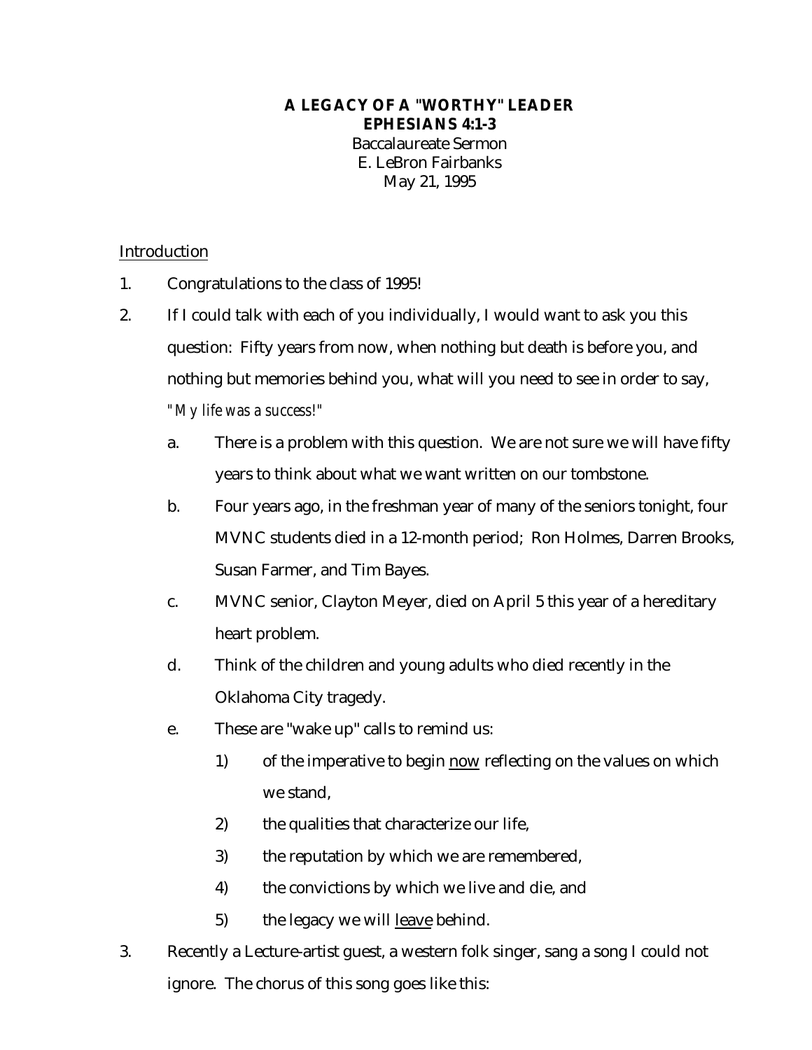**A LEGACY OF A "WORTHY" LEADER**
**EPHESIANS 4:1-3**
Baccalaureate Sermon
E. LeBron Fairbanks
May 21, 1995

<u>Introduction</u>

1. Congratulations to the class of 1995!
2. If I could talk with each of you individually, I would want to ask you this question: Fifty years from now, when nothing but death is before you, and nothing but memories behind you, what will you need to see in order to say, *"My life was a success!"*
   a. There is a problem with this question. We are not sure we will have fifty years to think about what we want written on our tombstone.
   b. Four years ago, in the freshman year of many of the seniors tonight, four MVNC students died in a 12-month period; Ron Holmes, Darren Brooks, Susan Farmer, and Tim Bayes.
   c. MVNC senior, Clayton Meyer, died on April 5 this year of a hereditary heart problem.
   d. Think of the children and young adults who died recently in the Oklahoma City tragedy.
   e. These are "wake up" calls to remind us:
      1) of the imperative to begin <u>now</u> reflecting on the values on which we stand,
      2) the qualities that characterize our life,
      3) the reputation by which we are remembered,
      4) the convictions by which we live and die, and
      5) the legacy we will <u>leave</u> behind.
3. Recently a Lecture-artist guest, a western folk singer, sang a song I could not ignore. The chorus of this song goes like this: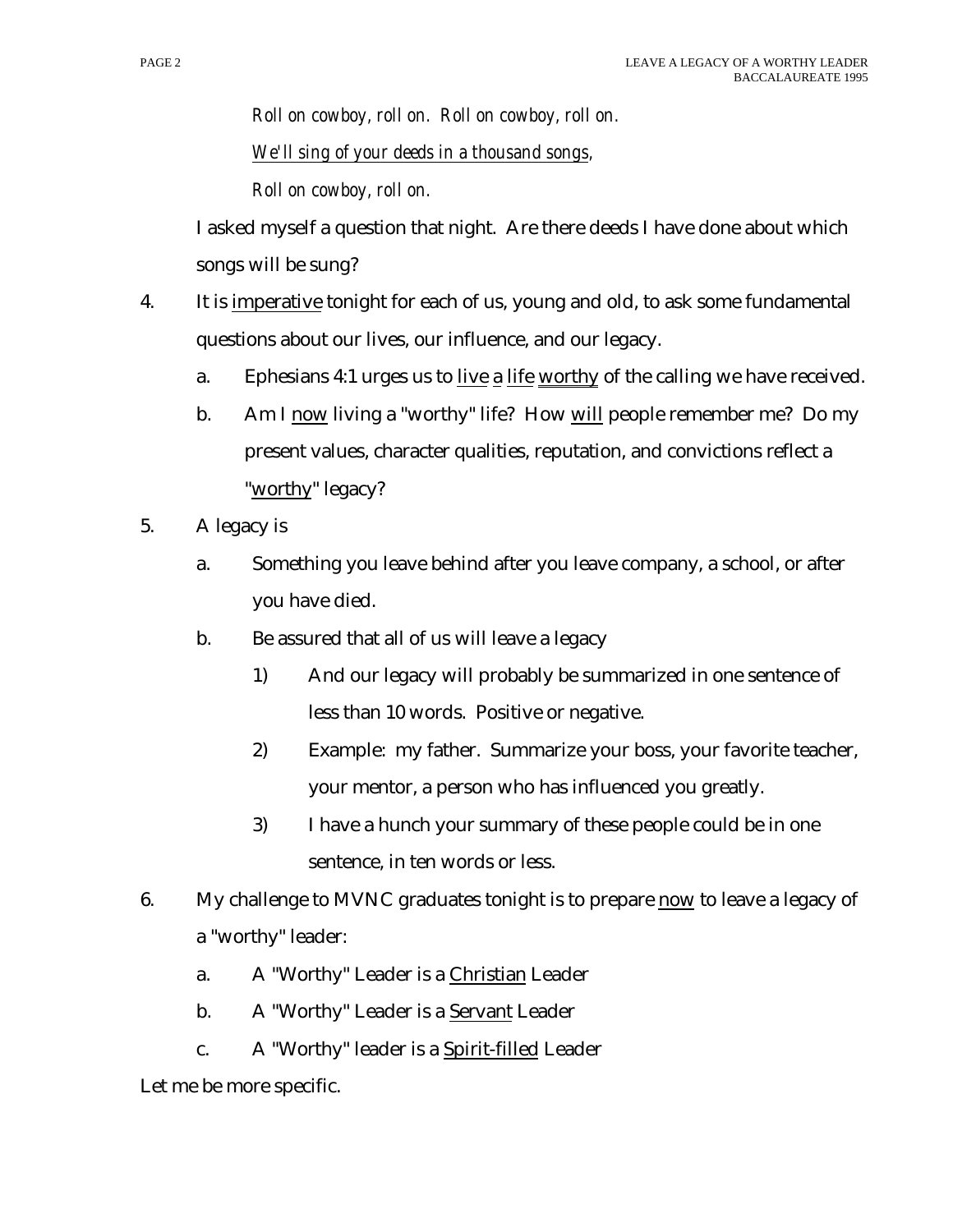*Roll on cowboy, roll on. Roll on cowboy, roll on.*

*<u>We'll sing of your deeds in a thousand songs</u>,*

*Roll on cowboy, roll on.*

I asked myself a question that night. Are there deeds I have done about which songs will be sung?

4. It is <u>imperative</u> tonight for each of us, young and old, to ask some fundamental questions about our lives, our influence, and our legacy.
   a. Ephesians 4:1 urges us to <u>live</u> <u>a</u> <u>life</u> <u>worthy</u> of the calling we have received.
   b. Am I <u>now</u> living a "worthy" life? How <u>will</u> people remember me? Do my present values, character qualities, reputation, and convictions reflect a "<u>worthy</u>" legacy?
5. A legacy is
   a. Something you leave behind after you leave company, a school, or after you have died.
   b. Be assured that all of us will leave a legacy
      1) And our legacy will probably be summarized in one sentence of less than 10 words. Positive or negative.
      2) Example: my father. Summarize your boss, your favorite teacher, your mentor, a person who has influenced you greatly.
      3) I have a hunch your summary of these people could be in one sentence, in ten words or less.
6. My challenge to MVNC graduates tonight is to prepare <u>now</u> to leave a legacy of a "worthy" leader:
   a. A "Worthy" Leader is a <u>Christian</u> Leader
   b. A "Worthy" Leader is a <u>Servant</u> Leader
   c. A "Worthy" leader is a <u>Spirit-filled</u> Leader

Let me be more specific.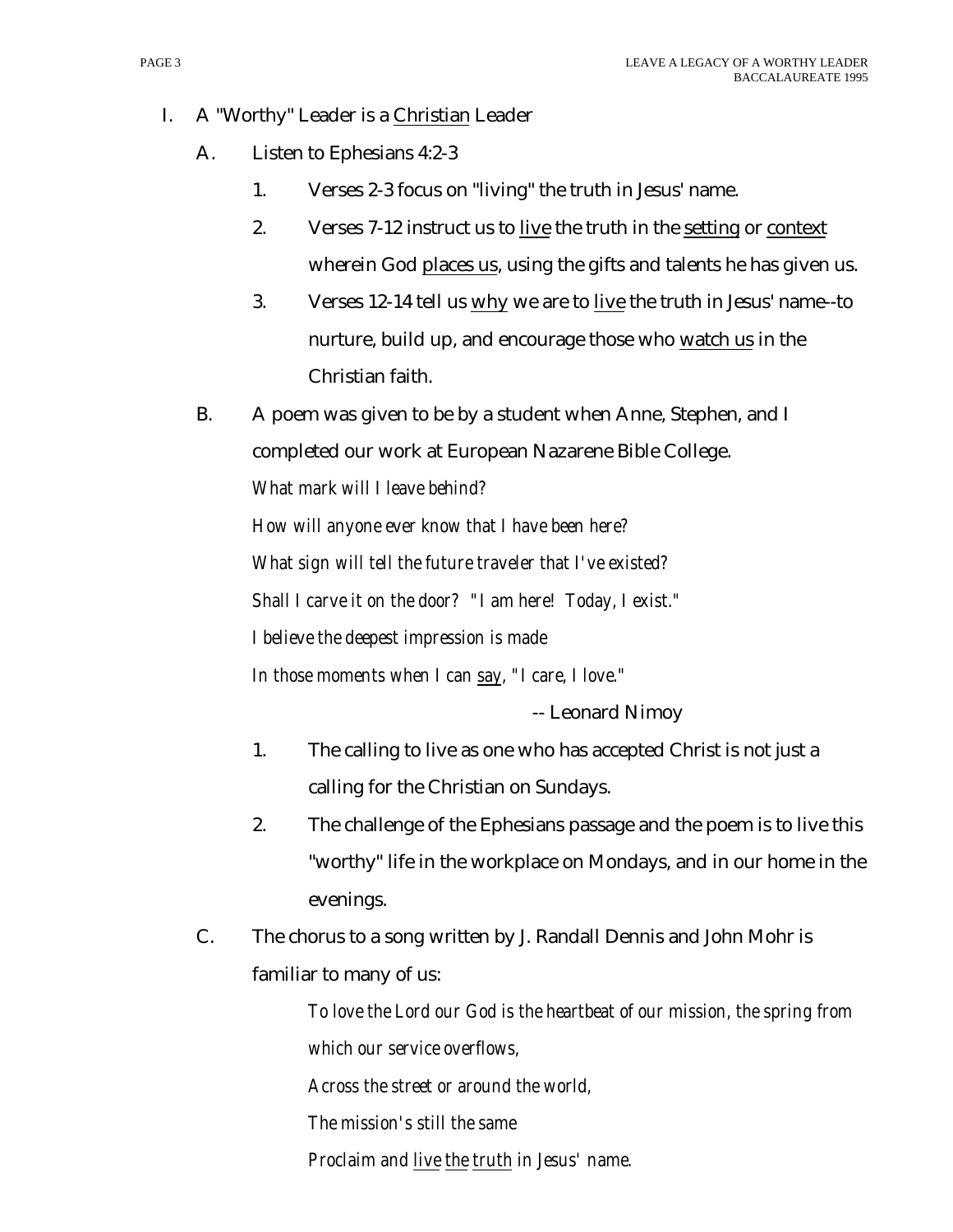I. A "Worthy" Leader is a <u>Christian</u> Leader

A. Listen to Ephesians 4:2-3

1. Verses 2-3 focus on "living" the truth in Jesus' name.

2. Verses 7-12 instruct us to <u>live</u> the truth in the <u>setting</u> or <u>context</u> wherein God <u>places us</u>, using the gifts and talents he has given us.

3. Verses 12-14 tell us <u>why</u> we are to <u>live</u> the truth in Jesus' name--to nurture, build up, and encourage those who <u>watch us</u> in the Christian faith.

B. A poem was given to be by a student when Anne, Stephen, and I completed our work at European Nazarene Bible College.

*What mark will I leave behind?*

*How will anyone ever know that I have been here?*

*What sign will tell the future traveler that I've existed?*

*Shall I carve it on the door? "I am here! Today, I exist."*

*I believe the deepest impression is made*

*In those moments when I can <u>say</u>, "I care, I love."*

-- Leonard Nimoy

1. The calling to live as one who has accepted Christ is not just a calling for the Christian on Sundays.

2. The challenge of the Ephesians passage and the poem is to live this "worthy" life in the workplace on Mondays, and in our home in the evenings.

C. The chorus to a song written by J. Randall Dennis and John Mohr is familiar to many of us:

*To love the Lord our God is the heartbeat of our mission, the spring from which our service overflows,*

*Across the street or around the world,*

*The mission's still the same*

*Proclaim and <u>live</u> <u>the</u> <u>truth</u> in Jesus' name.*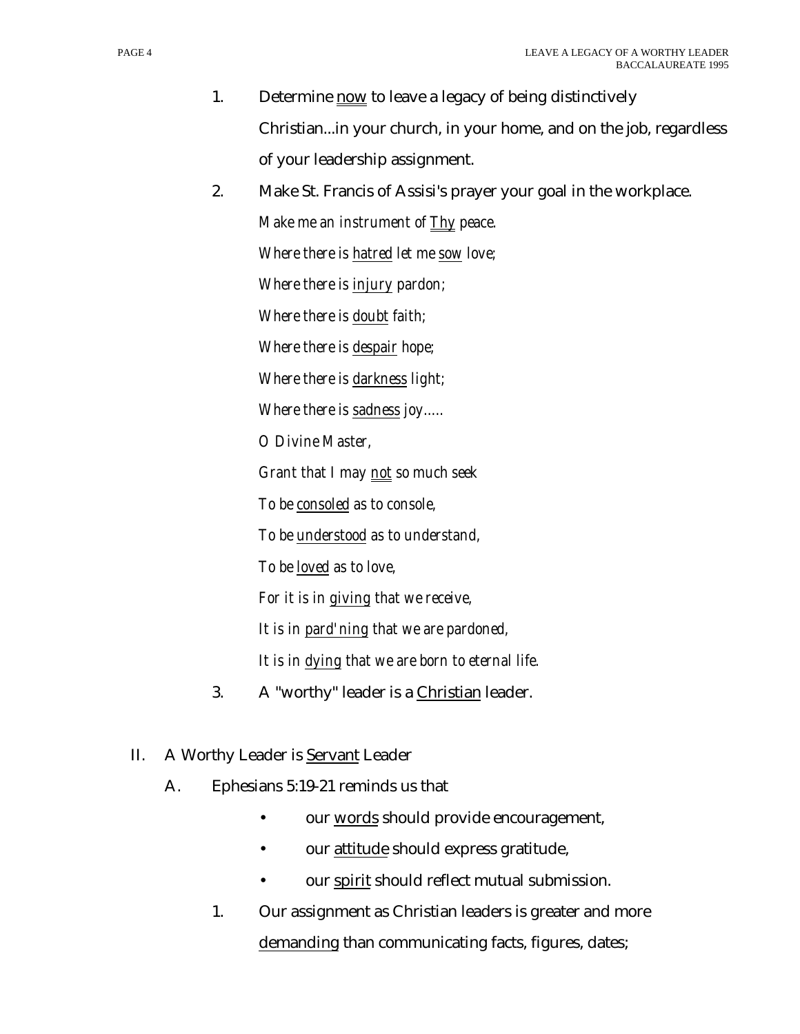1. Determine <u>now</u> to leave a legacy of being distinctively Christian...in your church, in your home, and on the job, regardless of your leadership assignment.

2. Make St. Francis of Assisi's prayer your goal in the workplace.

   *Make me an instrument of <u>Thy</u> peace.*
   *Where there is <u>hatred</u> let me <u>sow</u> love;*
   *Where there is <u>injury</u> pardon;*
   *Where there is <u>doubt</u> faith;*
   *Where there is <u>despair</u> hope;*
   *Where there is <u>darkness</u> light;*
   *Where there is <u>sadness</u> joy.....*
   *O Divine Master,*
   *Grant that I may <u>not</u> so much seek*
   *To be <u>consoled</u> as to console,*
   *To be <u>understood</u> as to understand,*
   *To be <u>loved</u> as to love,*
   *For it is in <u>giving</u> that we receive,*
   *It is in <u>pard'ning</u> that we are pardoned,*
   *It is in <u>dying</u> that we are born to eternal life.*

3. A "worthy" leader is a <u>Christian</u> leader.

II. A Worthy Leader is <u>Servant</u> Leader

A. Ephesians 5:19-21 reminds us that

- our <u>words</u> should provide encouragement,
- our <u>attitude</u> should express gratitude,
- our <u>spirit</u> should reflect mutual submission.

1. Our assignment as Christian leaders is greater and more <u>demanding</u> than communicating facts, figures, dates;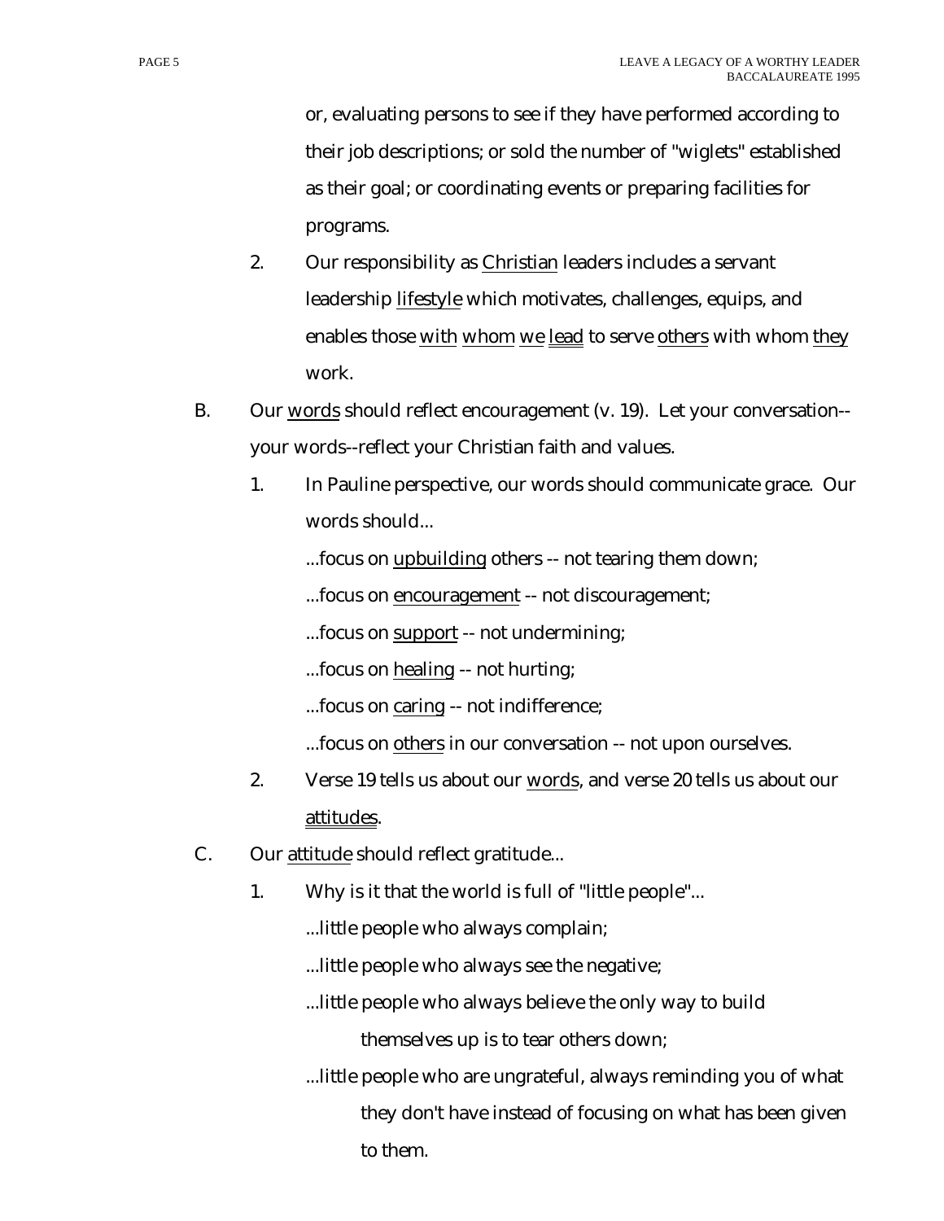or, evaluating persons to see if they have performed according to their job descriptions; or sold the number of "wiglets" established as their goal; or coordinating events or preparing facilities for programs.

2. Our responsibility as <u>Christian</u> leaders includes a servant leadership <u>lifestyle</u> which motivates, challenges, equips, and enables those <u>with</u> <u>whom</u> <u>we</u> <u>lead</u> to serve <u>others</u> with whom <u>they</u> work.

B. Our <u>words</u> should reflect encouragement (v. 19). Let your conversation--your words--reflect your Christian faith and values.

1. In Pauline perspective, our words should communicate grace. Our words should...

   ...focus on <u>upbuilding</u> others -- not tearing them down;

   ...focus on <u>encouragement</u> -- not discouragement;

   ...focus on <u>support</u> -- not undermining;

   ...focus on <u>healing</u> -- not hurting;

   ...focus on <u>caring</u> -- not indifference;

   ...focus on <u>others</u> in our conversation -- not upon ourselves.

2. Verse 19 tells us about our <u>words</u>, and verse 20 tells us about our <u>attitudes</u>.

C. Our <u>attitude</u> should reflect gratitude...

1. Why is it that the world is full of "little people"...

   ...little people who always complain;

   ...little people who always see the negative;

   ...little people who always believe the only way to build themselves up is to tear others down;

   ...little people who are ungrateful, always reminding you of what they don't have instead of focusing on what has been given to them.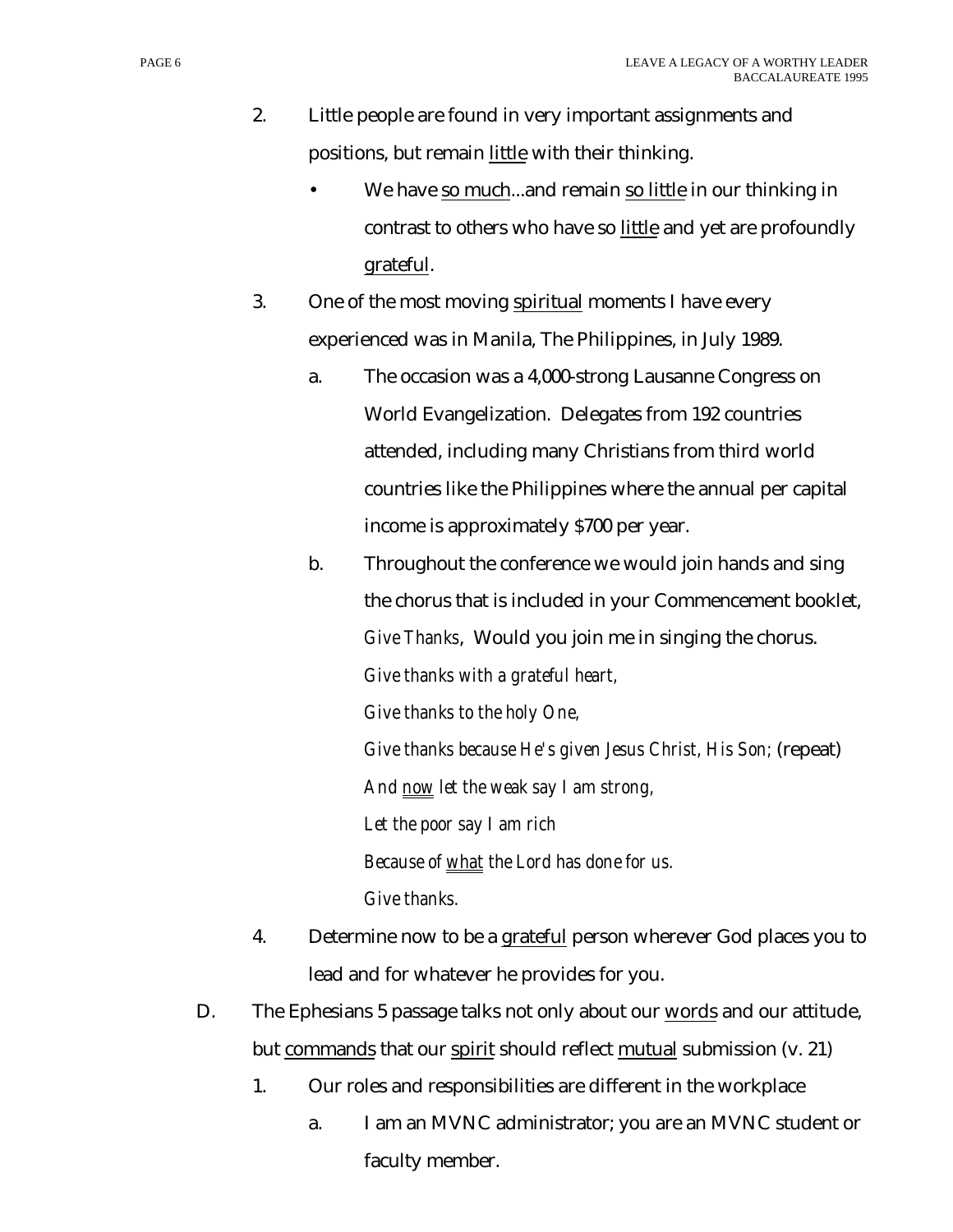2. Little people are found in very important assignments and positions, but remain little with their thinking.
   - We have so much...and remain so little in our thinking in contrast to others who have so little and yet are profoundly grateful.
3. One of the most moving spiritual moments I have every experienced was in Manila, The Philippines, in July 1989.
   a. The occasion was a 4,000-strong Lausanne Congress on World Evangelization. Delegates from 192 countries attended, including many Christians from third world countries like the Philippines where the annual per capital income is approximately $700 per year.
   b. Throughout the conference we would join hands and sing the chorus that is included in your Commencement booklet, *Give Thanks*, Would you join me in singing the chorus.

      *Give thanks with a grateful heart,*

      *Give thanks to the holy One,*

      *Give thanks because He's given Jesus Christ, His Son;* (repeat)

      *And now let the weak say I am strong,*

      *Let the poor say I am rich*

      *Because of what the Lord has done for us.*

      *Give thanks.*
4. Determine now to be a grateful person wherever God places you to lead and for whatever he provides for you.

D. The Ephesians 5 passage talks not only about our words and our attitude, but commands that our spirit should reflect mutual submission (v. 21)

1. Our roles and responsibilities are different in the workplace
   a. I am an MVNC administrator; you are an MVNC student or faculty member.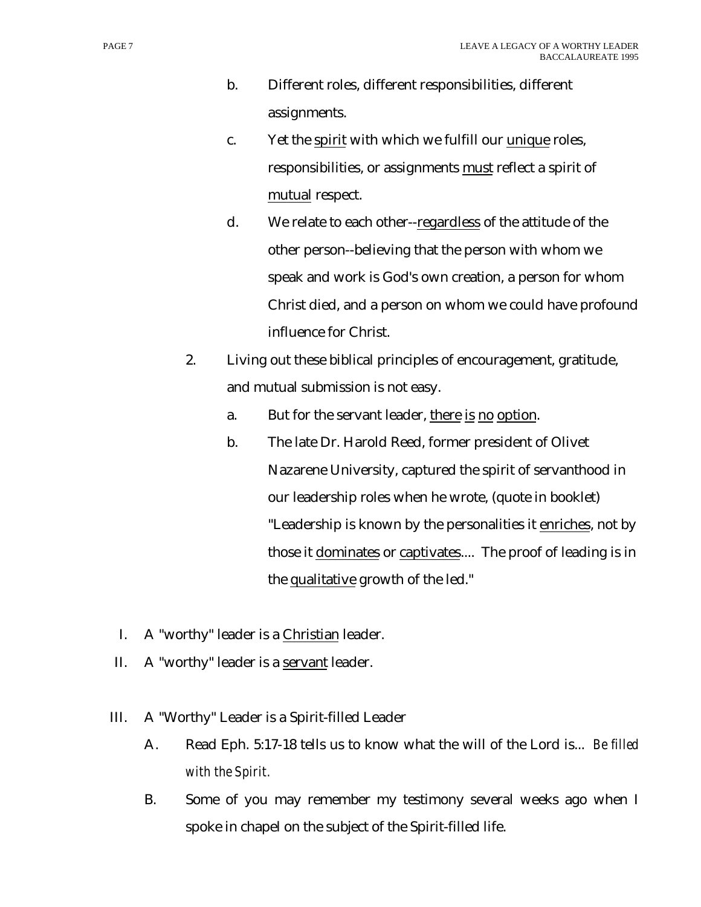b. Different roles, different responsibilities, different assignments.

c. Yet the <u>spirit</u> with which we fulfill our <u>unique</u> roles, responsibilities, or assignments <u>must</u> reflect a spirit of <u>mutual</u> respect.

d. We relate to each other--<u>regardless</u> of the attitude of the other person--believing that the person with whom we speak and work is God's own creation, a person for whom Christ died, and a person on whom we could have profound influence for Christ.

2. Living out these biblical principles of encouragement, gratitude, and mutual submission is not easy.

a. But for the servant leader, <u>there</u> <u>is</u> <u>no</u> <u>option</u>.

b. The late Dr. Harold Reed, former president of Olivet Nazarene University, captured the spirit of servanthood in our leadership roles when he wrote, (quote in booklet) "Leadership is known by the personalities it <u>enriches</u>, not by those it <u>dominates</u> or <u>captivates</u>.... The proof of leading is in the <u>qualitative</u> growth of the led."

I. A "worthy" leader is a <u>Christian</u> leader.

II. A "worthy" leader is a <u>servant</u> leader.

III. A "Worthy" Leader is a Spirit-filled Leader

A. Read Eph. 5:17-18 tells us to know what the will of the Lord is... *Be filled with the Spirit.*

B. Some of you may remember my testimony several weeks ago when I spoke in chapel on the subject of the Spirit-filled life.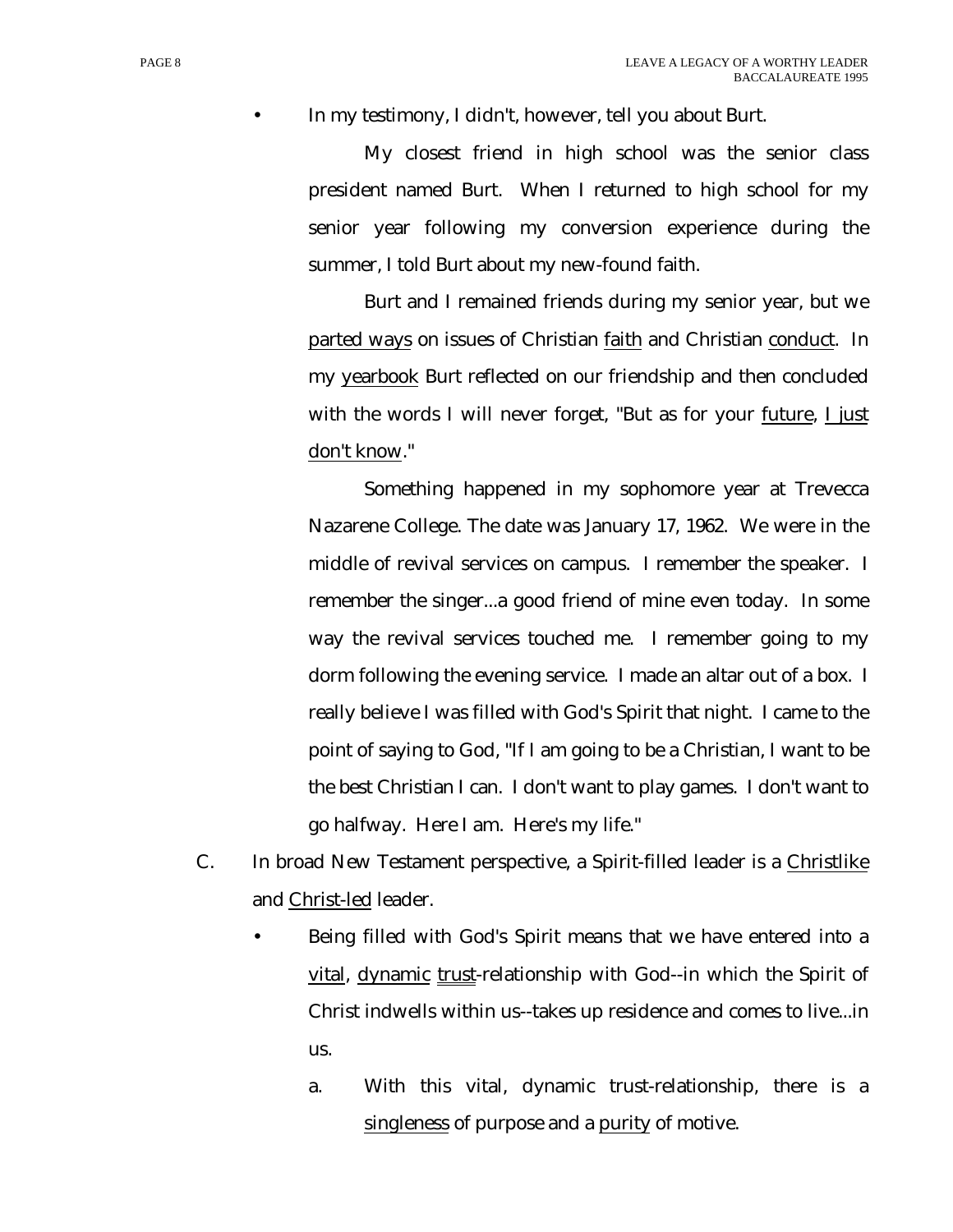- In my testimony, I didn't, however, tell you about Burt.

  My closest friend in high school was the senior class president named Burt. When I returned to high school for my senior year following my conversion experience during the summer, I told Burt about my new-found faith.

  Burt and I remained friends during my senior year, but we <u>parted ways</u> on issues of Christian <u>faith</u> and Christian <u>conduct</u>. In my <u>yearbook</u> Burt reflected on our friendship and then concluded with the words I will never forget, "But as for your <u>future</u>, <u>I just don't know</u>."

  Something happened in my sophomore year at Trevecca Nazarene College. The date was January 17, 1962. We were in the middle of revival services on campus. I remember the speaker. I remember the singer...a good friend of mine even today. In some way the revival services touched me. I remember going to my dorm following the evening service. I made an altar out of a box. I really believe I was filled with God's Spirit that night. I came to the point of saying to God, "If I am going to be a Christian, I want to be the best Christian I can. I don't want to play games. I don't want to go halfway. Here I am. Here's my life."

C. In broad New Testament perspective, a Spirit-filled leader is a <u>Christlike</u> and <u>Christ-led</u> leader.

- Being filled with God's Spirit means that we have entered into a <u>vital</u>, <u>dynamic</u> <u>trust</u>-relationship with God--in which the Spirit of Christ indwells within us--takes up residence and comes to live...in us.

  a. With this vital, dynamic trust-relationship, there is a <u>singleness</u> of purpose and a <u>purity</u> of motive.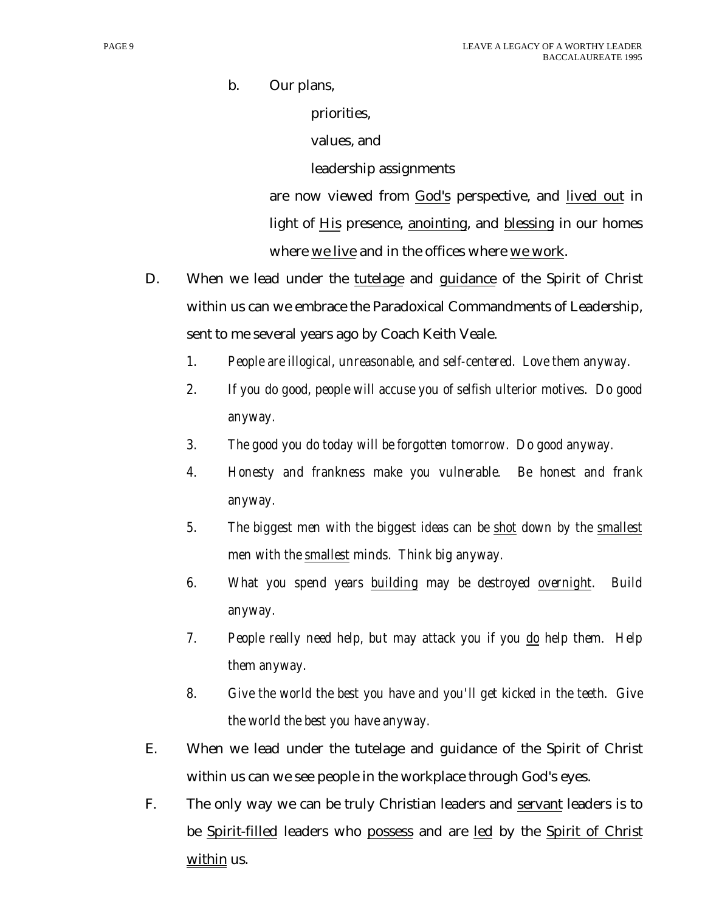b. Our plans,

priorities,

values, and

leadership assignments

are now viewed from <u>God's</u> perspective, and <u>lived out</u> in light of <u>His</u> presence, <u>anointing</u>, and <u>blessing</u> in our homes where <u>we live</u> and in the offices where <u>we work</u>.

D. When we lead under the <u>tutelage</u> and <u>guidance</u> of the Spirit of Christ within us can we embrace the Paradoxical Commandments of Leadership, sent to me several years ago by Coach Keith Veale.

1. *People are illogical, unreasonable, and self-centered. Love them anyway.*
2. *If you do good, people will accuse you of selfish ulterior motives. Do good anyway.*
3. *The good you do today will be forgotten tomorrow. Do good anyway.*
4. *Honesty and frankness make you vulnerable. Be honest and frank anyway.*
5. *The biggest men with the biggest ideas can be <u>shot</u> down by the <u>smallest</u> men with the <u>smallest</u> minds. Think big anyway.*
6. *What you spend years <u>building</u> may be destroyed <u>overnight</u>. Build anyway.*
7. *People really need help, but may attack you if you <u>do</u> help them. Help them anyway.*
8. *Give the world the best you have and you'll get kicked in the teeth. Give the world the best you have anyway.*

E. When we lead under the tutelage and guidance of the Spirit of Christ within us can we see people in the workplace through God's eyes.

F. The only way we can be truly Christian leaders and <u>servant</u> leaders is to be <u>Spirit-filled</u> leaders who <u>possess</u> and are <u>led</u> by the <u>Spirit of Christ within</u> us.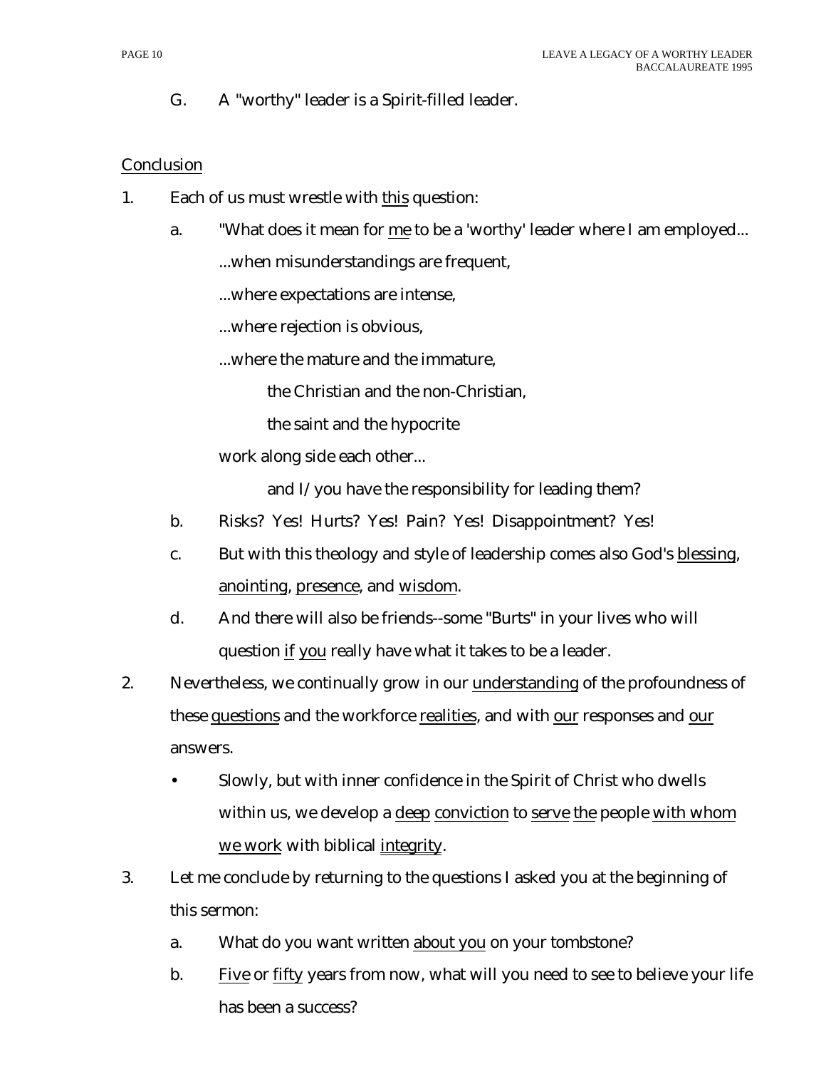G. A "worthy" leader is a Spirit-filled leader.

<u>Conclusion</u>

1. Each of us must wrestle with <u>this</u> question:

   a. "What does it mean for <u>me</u> to be a 'worthy' leader where I am employed...

      ...when misunderstandings are frequent,

      ...where expectations are intense,

      ...where rejection is obvious,

      ...where the mature and the immature,

      the Christian and the non-Christian,

      the saint and the hypocrite

      work along side each other...

      and I/you have the responsibility for leading them?

   b. Risks? Yes! Hurts? Yes! Pain? Yes! Disappointment? Yes!

   c. But with this theology and style of leadership comes also God's <u>blessing</u>, <u>anointing</u>, <u>presence</u>, and <u>wisdom</u>.

   d. And there will also be friends--some "Burts" in your lives who will question <u>if</u> <u>you</u> really have what it takes to be a leader.

2. Nevertheless, we continually grow in our <u>understanding</u> of the profoundness of these <u>questions</u> and the workforce <u>realities</u>, and with <u>our</u> responses and <u>our</u> answers.

   - Slowly, but with inner confidence in the Spirit of Christ who dwells within us, we develop a <u>deep</u> <u>conviction</u> to <u>serve</u> <u>the</u> people <u>with whom we work</u> with biblical <u>integrity</u>.

3. Let me conclude by returning to the questions I asked you at the beginning of this sermon:

   a. What do you want written <u>about you</u> on your tombstone?

   b. <u>Five</u> or <u>fifty</u> years from now, what will you need to see to believe your life has been a success?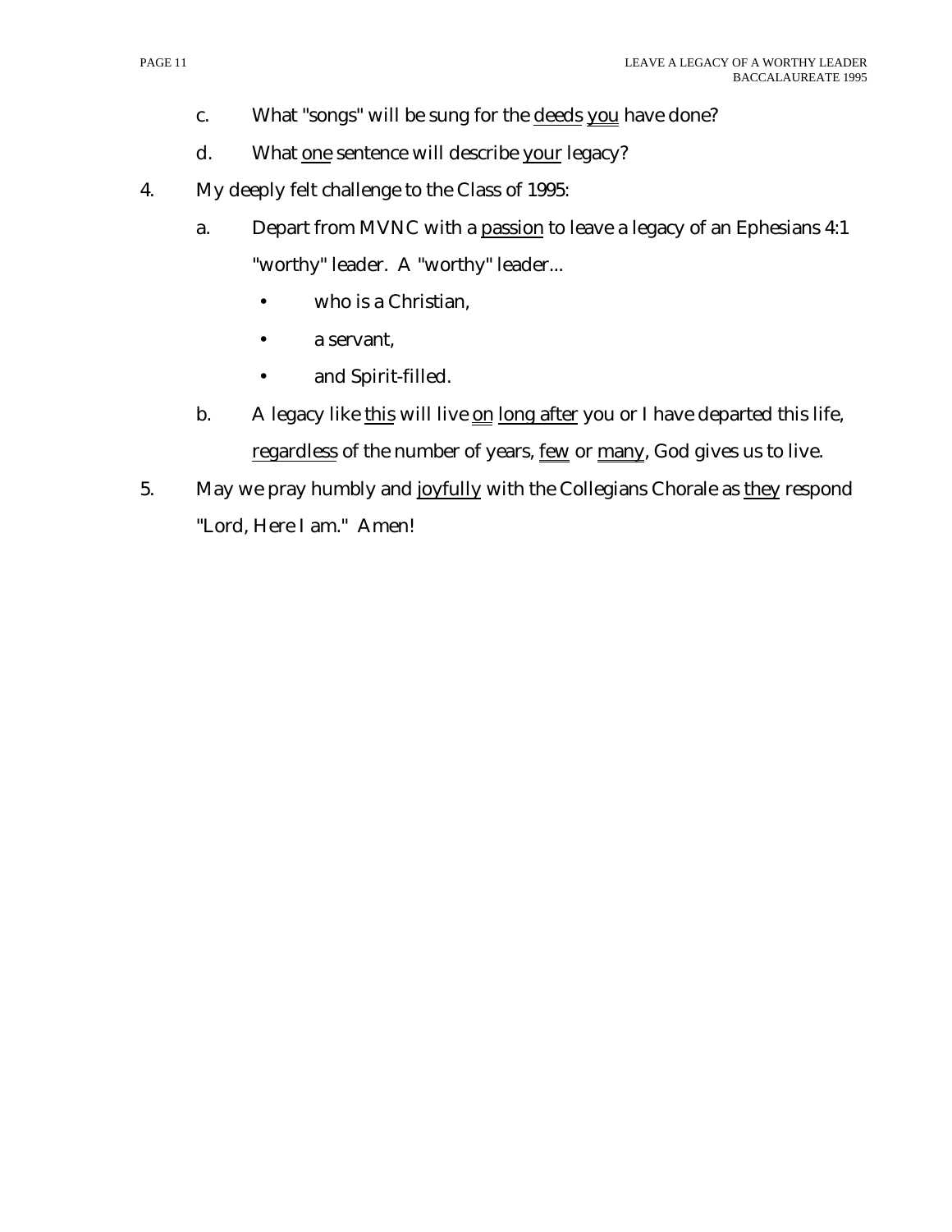c. What "songs" will be sung for the deeds you have done?

d. What one sentence will describe your legacy?

4. My deeply felt challenge to the Class of 1995:

   a. Depart from MVNC with a passion to leave a legacy of an Ephesians 4:1 "worthy" leader. A "worthy" leader...

      - who is a Christian,
      - a servant,
      - and Spirit-filled.

   b. A legacy like this will live on long after you or I have departed this life, regardless of the number of years, few or many, God gives us to live.

5. May we pray humbly and joyfully with the Collegians Chorale as they respond "Lord, Here I am." Amen!